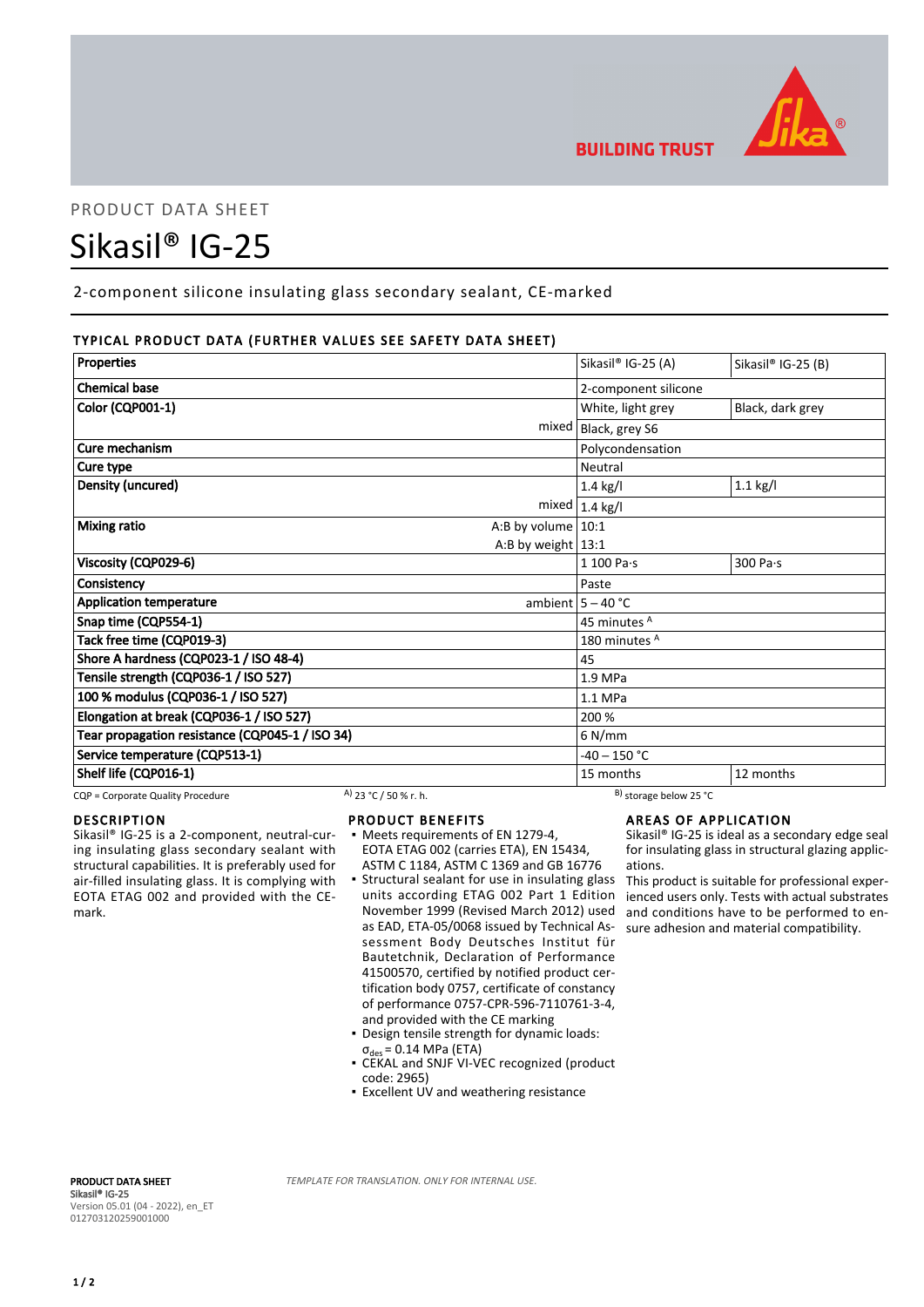PRODUCT DATA SHEET

# Sikasil® IG-25

2-component silicone insulating glass secondary sealant, CE-marked

## TYPICAL PRODUCT DATA (FURTHER VALUES SEE SAFETY DATA SHEET)

| Properties | | Sikasil® IG-25 (A) | Sikasil® IG-25 (B) |
|---|---|---|---|
| Chemical base | | 2-component silicone | |
| Color (CQP001-1) | | White, light grey | Black, dark grey |
| | mixed | Black, grey S6 | |
| Cure mechanism | | Polycondensation | |
| Cure type | | Neutral | |
| Density (uncured) | | 1.4 kg/l | 1.1 kg/l |
| | mixed | 1.4 kg/l | |
| Mixing ratio | A:B by volume | 10:1 | |
| | A:B by weight | 13:1 | |
| Viscosity (CQP029-6) | | 1 100 Pa·s | 300 Pa·s |
| Consistency | | Paste | |
| Application temperature | ambient | 5 – 40 °C | |
| Snap time (CQP554-1) | | 45 minutes [A] | |
| Tack free time (CQP019-3) | | 180 minutes [A] | |
| Shore A hardness (CQP023-1 / ISO 48-4) | | 45 | |
| Tensile strength (CQP036-1 / ISO 527) | | 1.9 MPa | |
| 100 % modulus (CQP036-1 / ISO 527) | | 1.1 MPa | |
| Elongation at break (CQP036-1 / ISO 527) | | 200 % | |
| Tear propagation resistance (CQP045-1 / ISO 34) | | 6 N/mm | |
| Service temperature (CQP513-1) | | -40 – 150 °C | |
| Shelf life (CQP016-1) | | 15 months | 12 months |

CQP = Corporate Quality Procedure   [A] 23 °C / 50 % r. h.   [B] storage below 25 °C

## DESCRIPTION

Sikasil® IG-25 is a 2-component, neutral-curing insulating glass secondary sealant with structural capabilities. It is preferably used for air-filled insulating glass. It is complying with EOTA ETAG 002 and provided with the CE-mark.

## PRODUCT BENEFITS

- Meets requirements of EN 1279-4, EOTA ETAG 002 (carries ETA), EN 15434, ASTM C 1184, ASTM C 1369 and GB 16776
- Structural sealant for use in insulating glass units according ETAG 002 Part 1 Edition November 1999 (Revised March 2012) used as EAD, ETA-05/0068 issued by Technical Assessment Body Deutsches Institut für Bautetchnik, Declaration of Performance 41500570, certified by notified product certification body 0757, certificate of constancy of performance 0757-CPR-596-7110761-3-4, and provided with the CE marking
- Design tensile strength for dynamic loads: $\sigma_{des}$ = 0.14 MPa (ETA)
- CEKAL and SNJF VI-VEC recognized (product code: 2965)
- Excellent UV and weathering resistance

## AREAS OF APPLICATION

Sikasil® IG-25 is ideal as a secondary edge seal for insulating glass in structural glazing applications.

This product is suitable for professional experienced users only. Tests with actual substrates and conditions have to be performed to ensure adhesion and material compatibility.

**PRODUCT DATA SHEET**
**Sikasil® IG-25**
Version 05.01 (04 - 2022), en_ET
012703120259001000

*TEMPLATE FOR TRANSLATION. ONLY FOR INTERNAL USE.*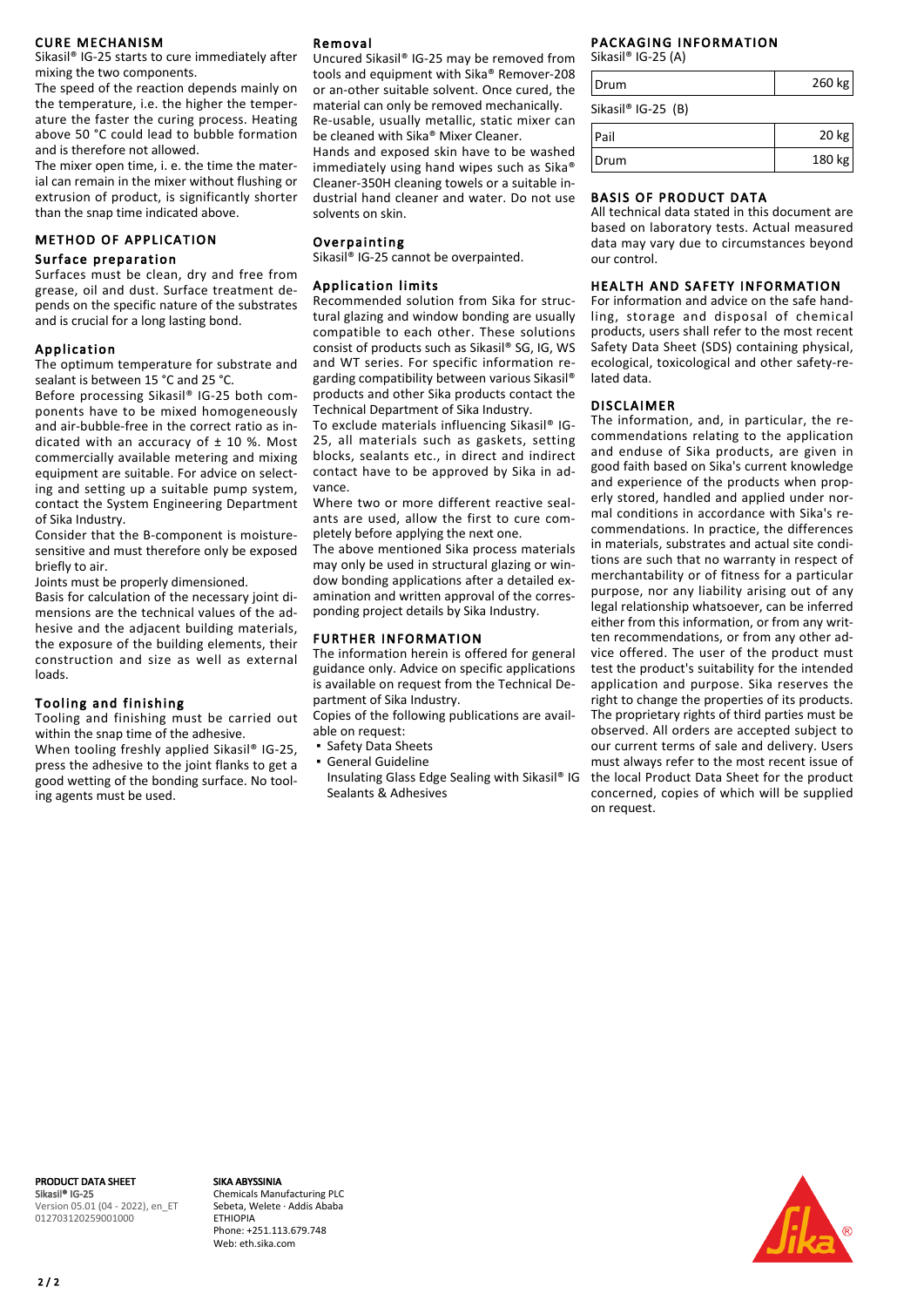## CURE MECHANISM

Sikasil® IG-25 starts to cure immediately after mixing the two components.

The speed of the reaction depends mainly on the temperature, i.e. the higher the temperature the faster the curing process. Heating above 50 °C could lead to bubble formation and is therefore not allowed.

The mixer open time, i. e. the time the material can remain in the mixer without flushing or extrusion of product, is significantly shorter than the snap time indicated above.

## METHOD OF APPLICATION

### Surface preparation

Surfaces must be clean, dry and free from grease, oil and dust. Surface treatment depends on the specific nature of the substrates and is crucial for a long lasting bond.

### Application

The optimum temperature for substrate and sealant is between 15 °C and 25 °C.

Before processing Sikasil® IG-25 both components have to be mixed homogeneously and air-bubble-free in the correct ratio as indicated with an accuracy of ± 10 %. Most commercially available metering and mixing equipment are suitable. For advice on selecting and setting up a suitable pump system, contact the System Engineering Department of Sika Industry.

Consider that the B-component is moisture-sensitive and must therefore only be exposed briefly to air.

Joints must be properly dimensioned.

Basis for calculation of the necessary joint dimensions are the technical values of the adhesive and the adjacent building materials, the exposure of the building elements, their construction and size as well as external loads.

### Tooling and finishing

Tooling and finishing must be carried out within the snap time of the adhesive.

When tooling freshly applied Sikasil® IG-25, press the adhesive to the joint flanks to get a good wetting of the bonding surface. No tooling agents must be used.

### Removal

Uncured Sikasil® IG-25 may be removed from tools and equipment with Sika® Remover-208 or an-other suitable solvent. Once cured, the material can only be removed mechanically.

Re-usable, usually metallic, static mixer can be cleaned with Sika® Mixer Cleaner.

Hands and exposed skin have to be washed immediately using hand wipes such as Sika® Cleaner-350H cleaning towels or a suitable industrial hand cleaner and water. Do not use solvents on skin.

### Overpainting

Sikasil® IG-25 cannot be overpainted.

### Application limits

Recommended solution from Sika for structural glazing and window bonding are usually compatible to each other. These solutions consist of products such as Sikasil® SG, IG, WS and WT series. For specific information regarding compatibility between various Sikasil® products and other Sika products contact the Technical Department of Sika Industry.

To exclude materials influencing Sikasil® IG-25, all materials such as gaskets, setting blocks, sealants etc., in direct and indirect contact have to be approved by Sika in advance.

Where two or more different reactive sealants are used, allow the first to cure completely before applying the next one.

The above mentioned Sika process materials may only be used in structural glazing or window bonding applications after a detailed examination and written approval of the corresponding project details by Sika Industry.

## FURTHER INFORMATION

The information herein is offered for general guidance only. Advice on specific applications is available on request from the Technical Department of Sika Industry.

Copies of the following publications are available on request:

- Safety Data Sheets
- General Guideline
  Insulating Glass Edge Sealing with Sikasil® IG Sealants & Adhesives

## PACKAGING INFORMATION

Sikasil® IG-25 (A)

| | |
|---|---|
| Drum | 260 kg |

Sikasil® IG-25 (B)

| | |
|---|---|
| Pail | 20 kg |
| Drum | 180 kg |

## BASIS OF PRODUCT DATA

All technical data stated in this document are based on laboratory tests. Actual measured data may vary due to circumstances beyond our control.

## HEALTH AND SAFETY INFORMATION

For information and advice on the safe handling, storage and disposal of chemical products, users shall refer to the most recent Safety Data Sheet (SDS) containing physical, ecological, toxicological and other safety-related data.

## DISCLAIMER

The information, and, in particular, the recommendations relating to the application and enduse of Sika products, are given in good faith based on Sika's current knowledge and experience of the products when properly stored, handled and applied under normal conditions in accordance with Sika's recommendations. In practice, the differences in materials, substrates and actual site conditions are such that no warranty in respect of merchantability or of fitness for a particular purpose, nor any liability arising out of any legal relationship whatsoever, can be inferred either from this information, or from any written recommendations, or from any other advice offered. The user of the product must test the product's suitability for the intended application and purpose. Sika reserves the right to change the properties of its products. The proprietary rights of third parties must be observed. All orders are accepted subject to our current terms of sale and delivery. Users must always refer to the most recent issue of the local Product Data Sheet for the product concerned, copies of which will be supplied on request.

**PRODUCT DATA SHEET**
**Sikasil® IG-25**
Version 05.01 (04 - 2022), en_ET
012703120259001000

**SIKA ABYSSINIA**
Chemicals Manufacturing PLC
Sebeta, Welete · Addis Ababa
ETHIOPIA
Phone: +251.113.679.748
Web: eth.sika.com